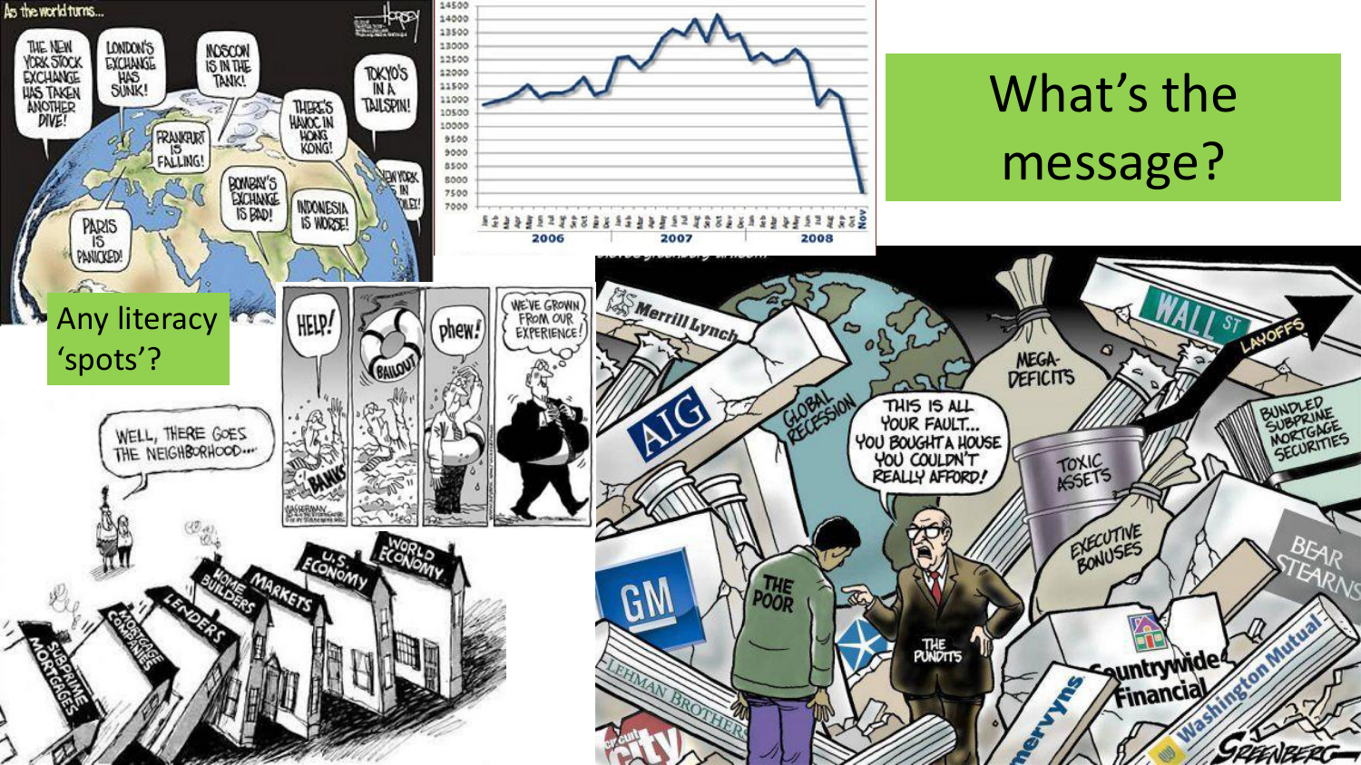What's the message?

Any literacy 'spots'?

As the world turns...

THE NEW YORK STOCK EXCHANGE HAS TAKEN ANOTHER DIVE!

LONDON'S EXCHANGE HAS SUNK!

MOSCOW IS IN THE TANK!

TOKYO'S IN A TAILSPIN!

THERE'S HAVOC IN HONG KONG!

FRANKFURT IS FALLING!

BOMBAY'S EXCHANGE IS BAD!

INDONESIA IS WORSE!

NEW YORK IN TROUBLE!

PARIS IS PANICKED!

14500
14000
13500
13000
12500
12000
11500
11000
10500
10000
9500
9000
8500
8000
7500
7000

2006
2007
2008
Nov

HELP!

BAILOUT

BANKS

phew!

WE'VE GROWN FROM OUR EXPERIENCE!

WELL, THERE GOES THE NEIGHBORHOOD...

SUBPRIME MORTGAGES

MORTGAGE COMPANIES

LENDERS

HOME BUILDERS

MARKETS

U.S. ECONOMY

WORLD ECONOMY

Merrill Lynch

AIG

GLOBAL RECESSION

MEGA-DEFICITS

WALL ST

LAYOFFS

THIS IS ALL YOUR FAULT... YOU BOUGHT A HOUSE YOU COULDN'T REALLY AFFORD!

TOXIC ASSETS

BUNDLED SUBPRIME MORTGAGE SECURITIES

EXECUTIVE BONUSES

GM

THE POOR

THE PUNDITS

BEAR STEARNS

LEHMAN BROTHERS

Circuit City

mervyns

Countrywide Financial

Washington Mutual

GREENBERG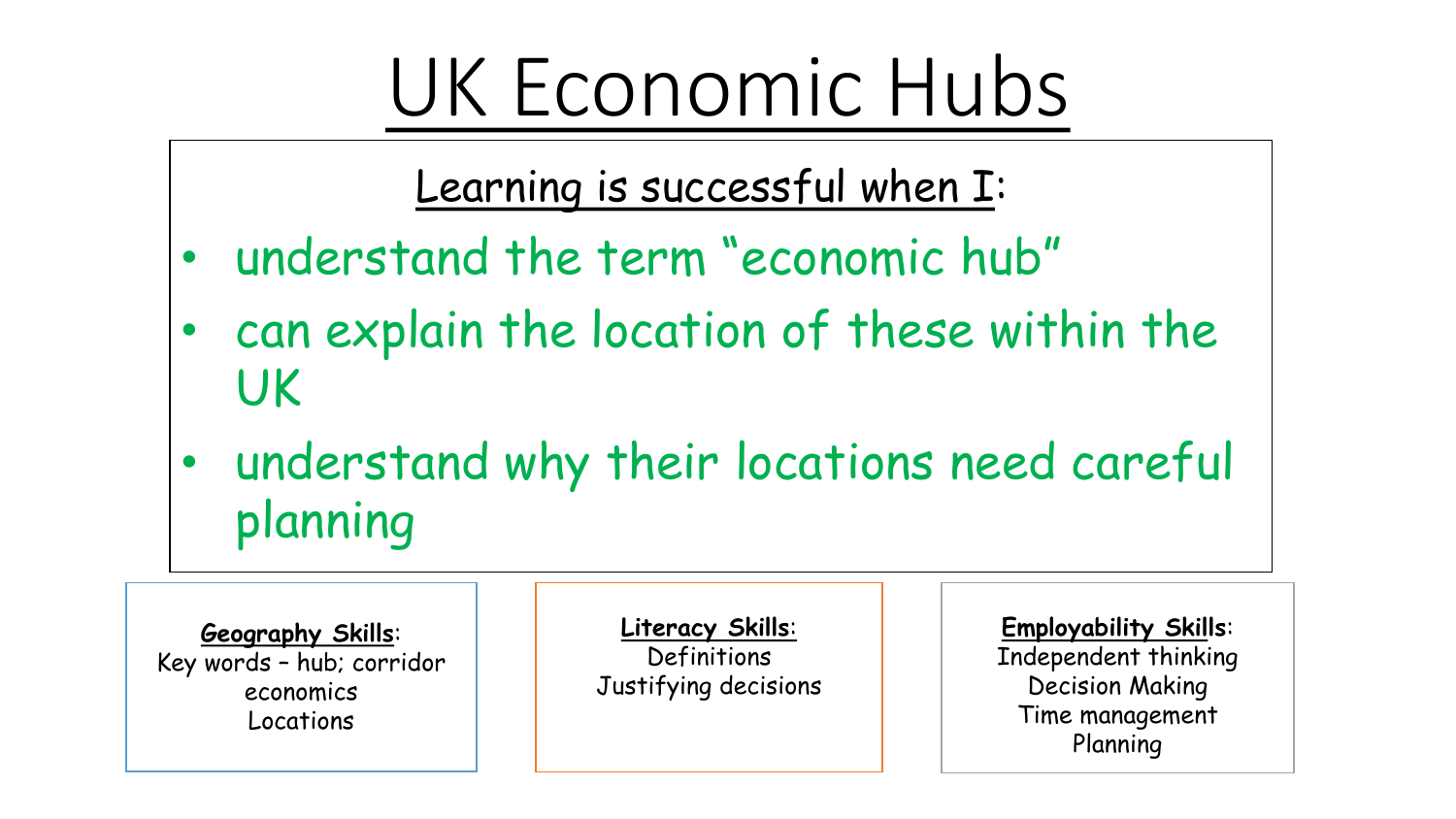# UK Economic Hubs

<u>Learning is successful when I</u>:

- understand the term "economic hub"
- can explain the location of these within the UK
- understand why their locations need careful planning

**<u>Geography Skills</u>**:
Key words – hub; corridor
economics
Locations

**<u>Literacy Skills</u>**:
Definitions
Justifying decisions

**<u>Employability Skills</u>**:
Independent thinking
Decision Making
Time management
Planning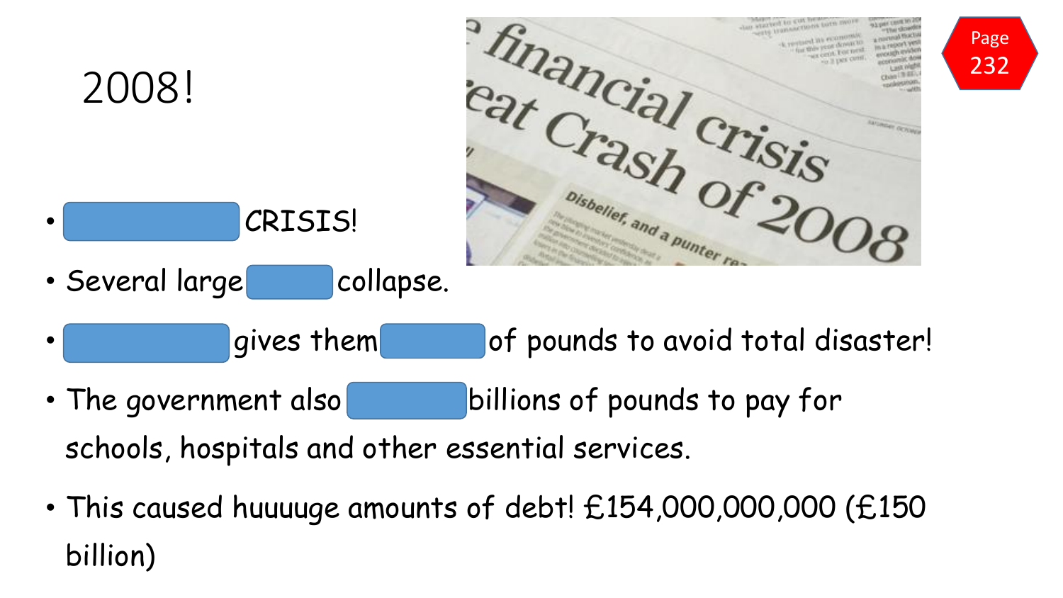# 2008!

Page 232

- ________ CRISIS!
- Several large ________ collapse.
- ________ gives them ________ of pounds to avoid total disaster!
- The government also ________ billions of pounds to pay for schools, hospitals and other essential services.
- This caused huuuuge amounts of debt! £154,000,000,000 (£150 billion)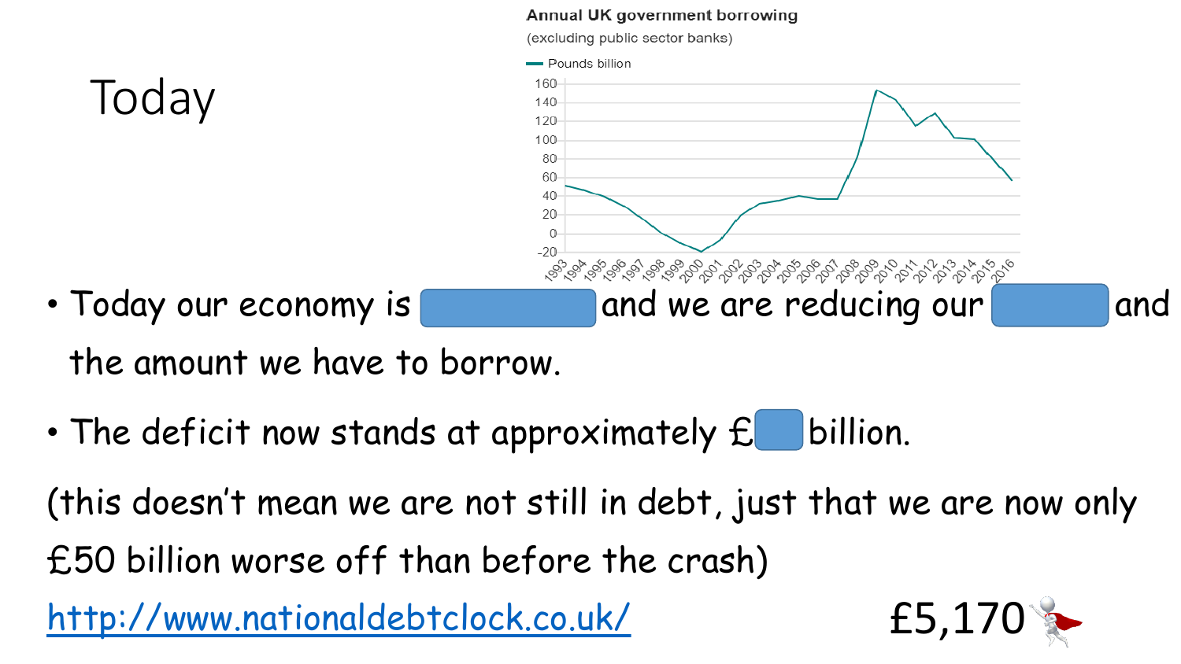# Today

Annual UK government borrowing

(excluding public sector banks)

Pounds billion

160
140
120
100
80
60
40
20
0
-20

1993 1994 1995 1996 1997 1998 1999 2000 2001 2002 2003 2004 2005 2006 2007 2008 2009 2010 2011 2012 2013 2014 2015 2016

- Today our economy is ______ and we are reducing our ______ and the amount we have to borrow.
- The deficit now stands at approximately £____ billion.

(this doesn't mean we are not still in debt, just that we are now only £50 billion worse off than before the crash)

[http://www.nationaldebtclock.co.uk/](http://www.nationaldebtclock.co.uk/)

£5,170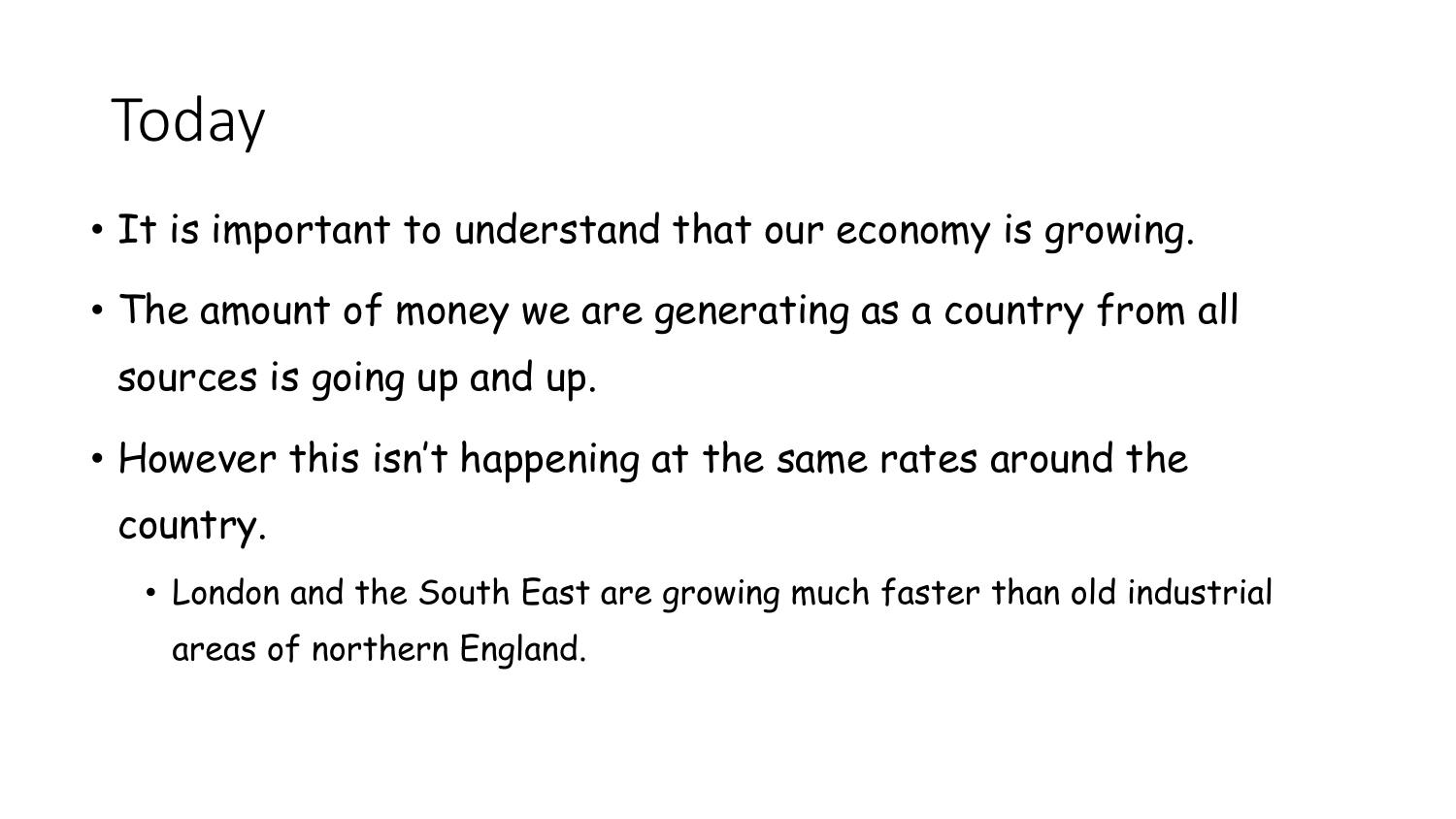# Today

- It is important to understand that our economy is growing.
- The amount of money we are generating as a country from all sources is going up and up.
- However this isn't happening at the same rates around the country.
  - London and the South East are growing much faster than old industrial areas of northern England.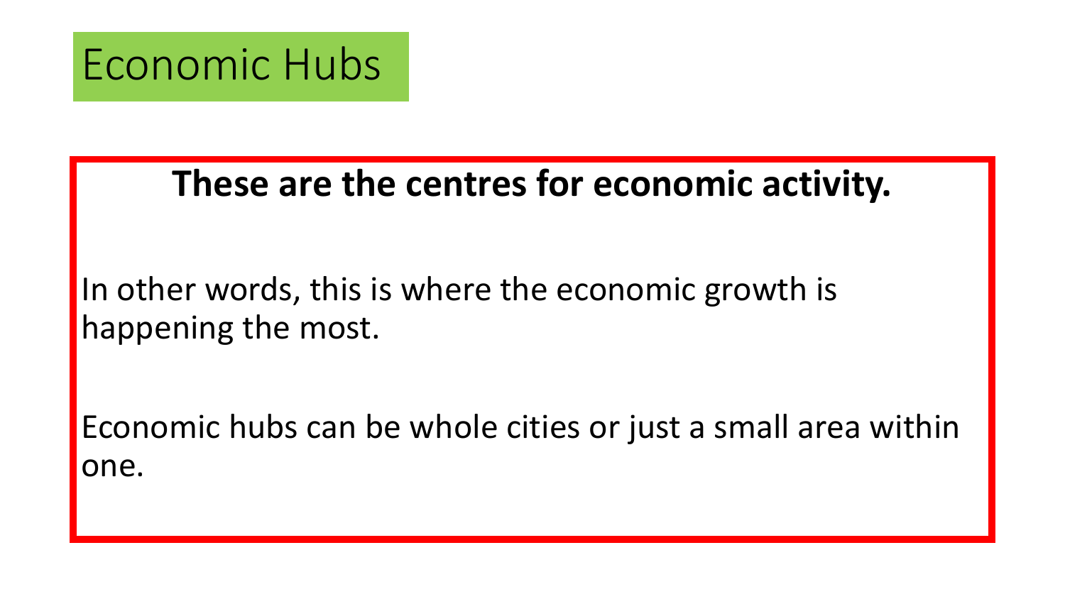# Economic Hubs

**These are the centres for economic activity.**

In other words, this is where the economic growth is happening the most.

Economic hubs can be whole cities or just a small area within one.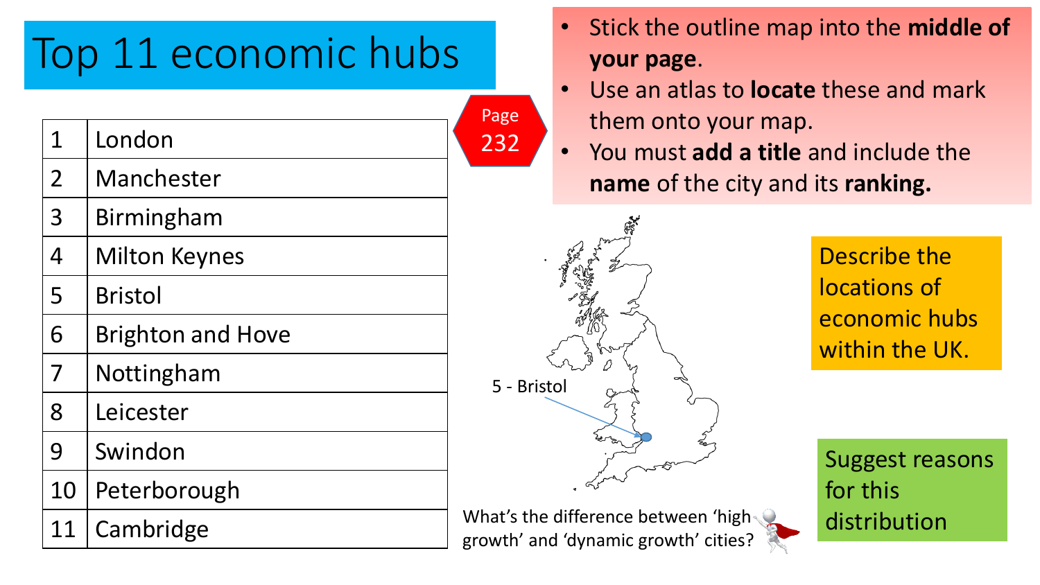# Top 11 economic hubs

| | |
|---|---|
| 1 | London |
| 2 | Manchester |
| 3 | Birmingham |
| 4 | Milton Keynes |
| 5 | Bristol |
| 6 | Brighton and Hove |
| 7 | Nottingham |
| 8 | Leicester |
| 9 | Swindon |
| 10 | Peterborough |
| 11 | Cambridge |

Page 232

- Stick the outline map into the **middle of your page**.
- Use an atlas to **locate** these and mark them onto your map.
- You must **add a title** and include the **name** of the city and its **ranking.**

5 - Bristol

Describe the locations of economic hubs within the UK.

Suggest reasons for this distribution

What's the difference between 'high growth' and 'dynamic growth' cities?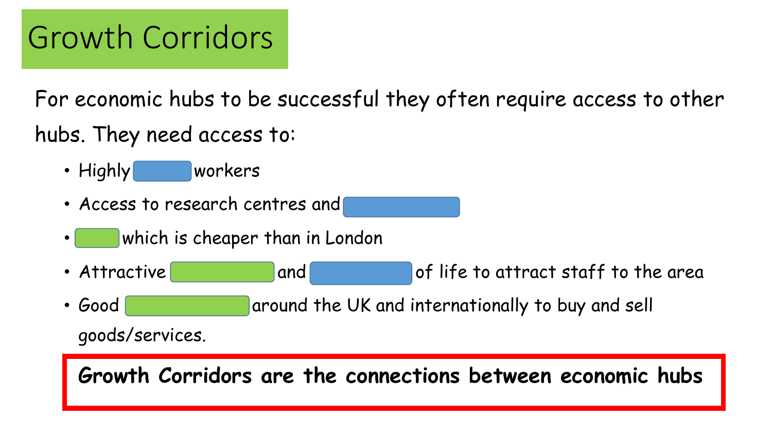# Growth Corridors

For economic hubs to be successful they often require access to other hubs. They need access to:

- Highly ______ workers
- Access to research centres and ______
- ______ which is cheaper than in London
- Attractive ______ and ______ of life to attract staff to the area
- Good ______ around the UK and internationally to buy and sell goods/services.

**Growth Corridors are the connections between economic hubs**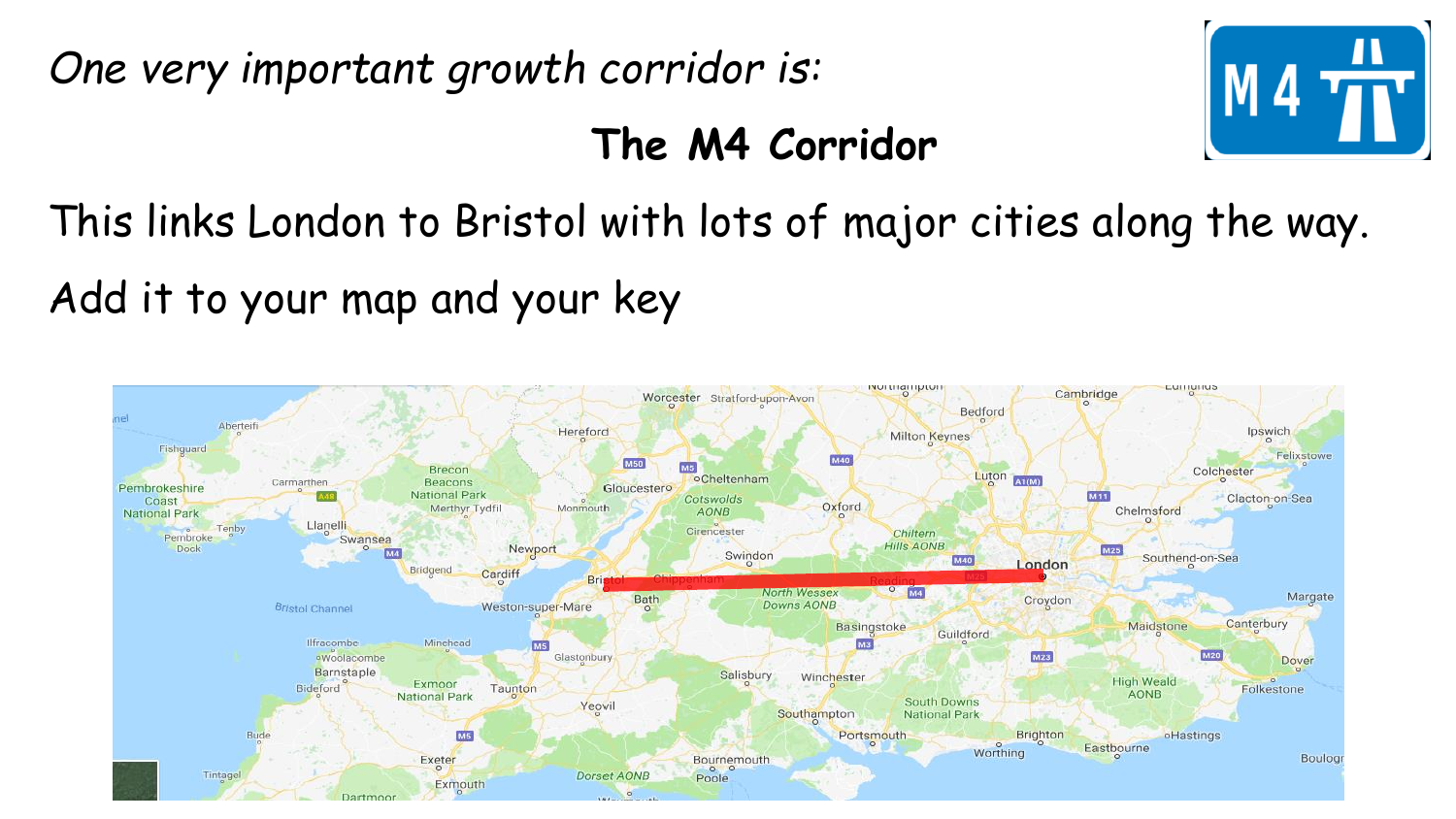*One very important growth corridor is:*

## The M4 Corridor

This links London to Bristol with lots of major cities along the way.

Add it to your map and your key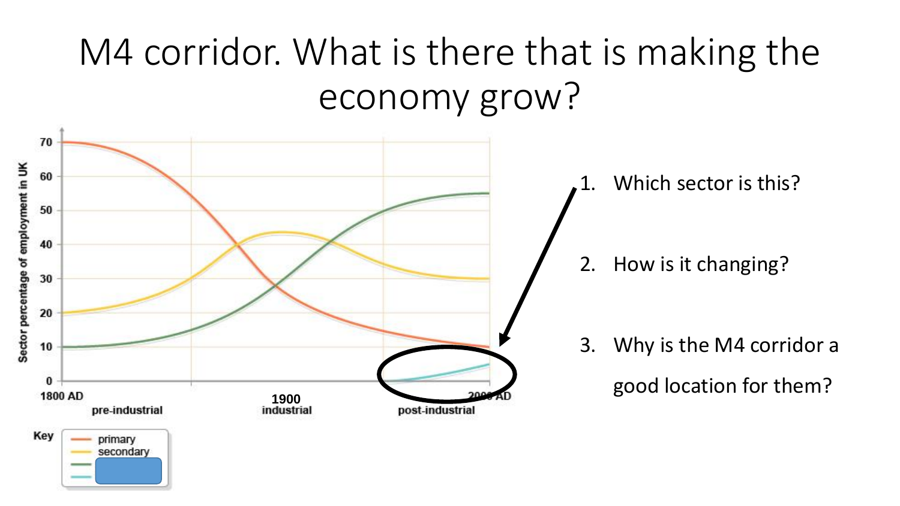# M4 corridor. What is there that is making the economy grow?

Sector percentage of employment in UK

70
60
50
40
30
20
10
0

1800 AD
pre-industrial

1900
industrial

2000 AD
post-industrial

Key
primary
secondary

1. Which sector is this?
2. How is it changing?
3. Why is the M4 corridor a good location for them?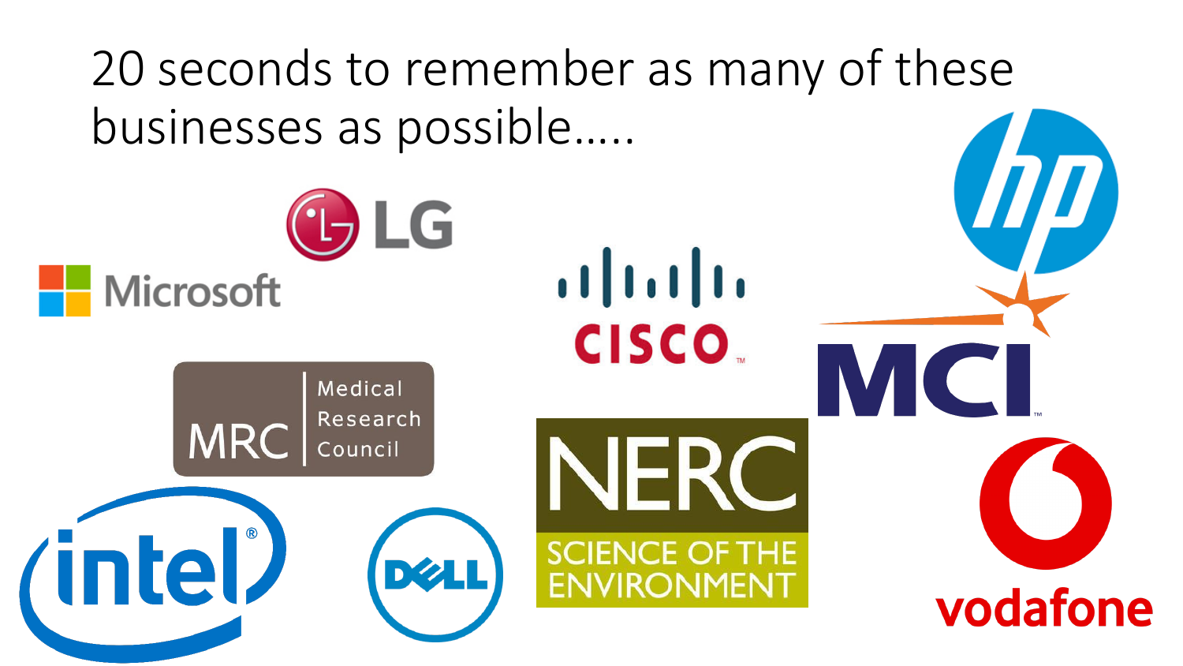# 20 seconds to remember as many of these businesses as possible…..

LG

Microsoft

CISCO

hp

MCI

MRC Medical Research Council

NERC SCIENCE OF THE ENVIRONMENT

intel

DELL

vodafone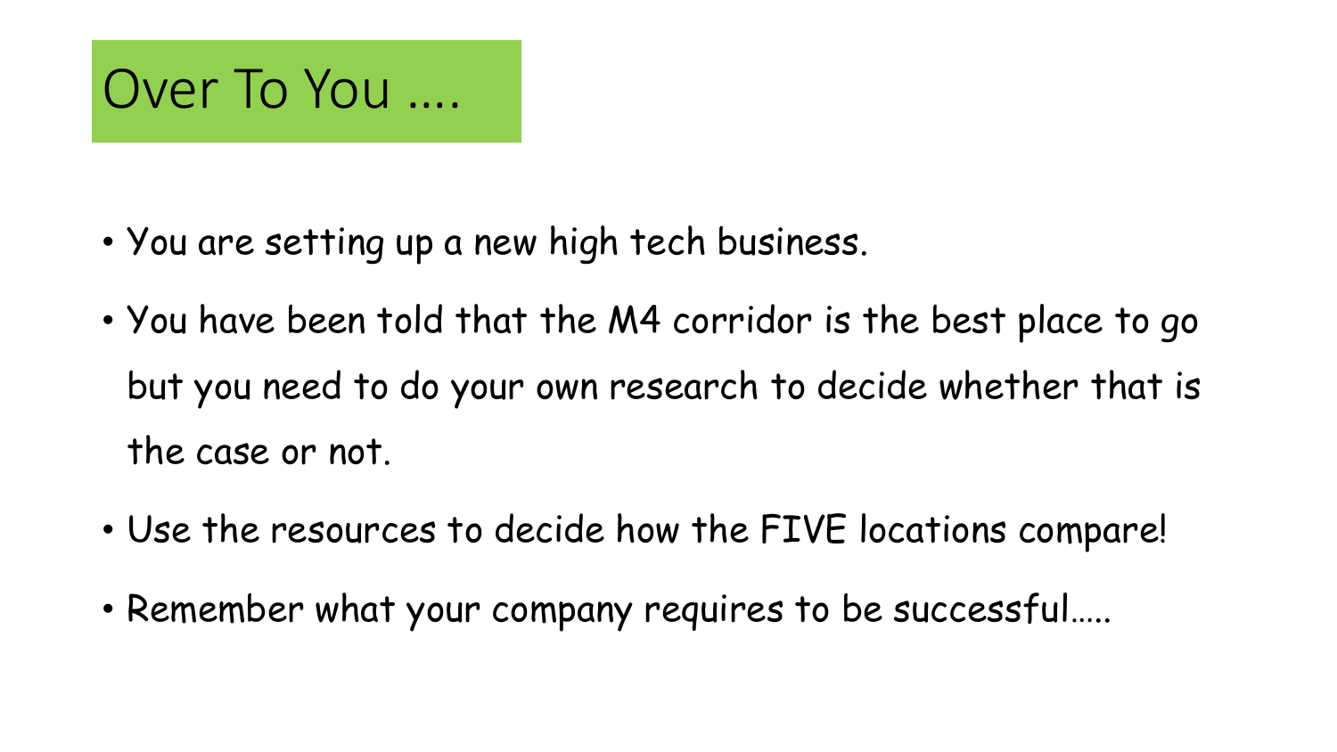# Over To You ….

- You are setting up a new high tech business.
- You have been told that the M4 corridor is the best place to go but you need to do your own research to decide whether that is the case or not.
- Use the resources to decide how the FIVE locations compare!
- Remember what your company requires to be successful…..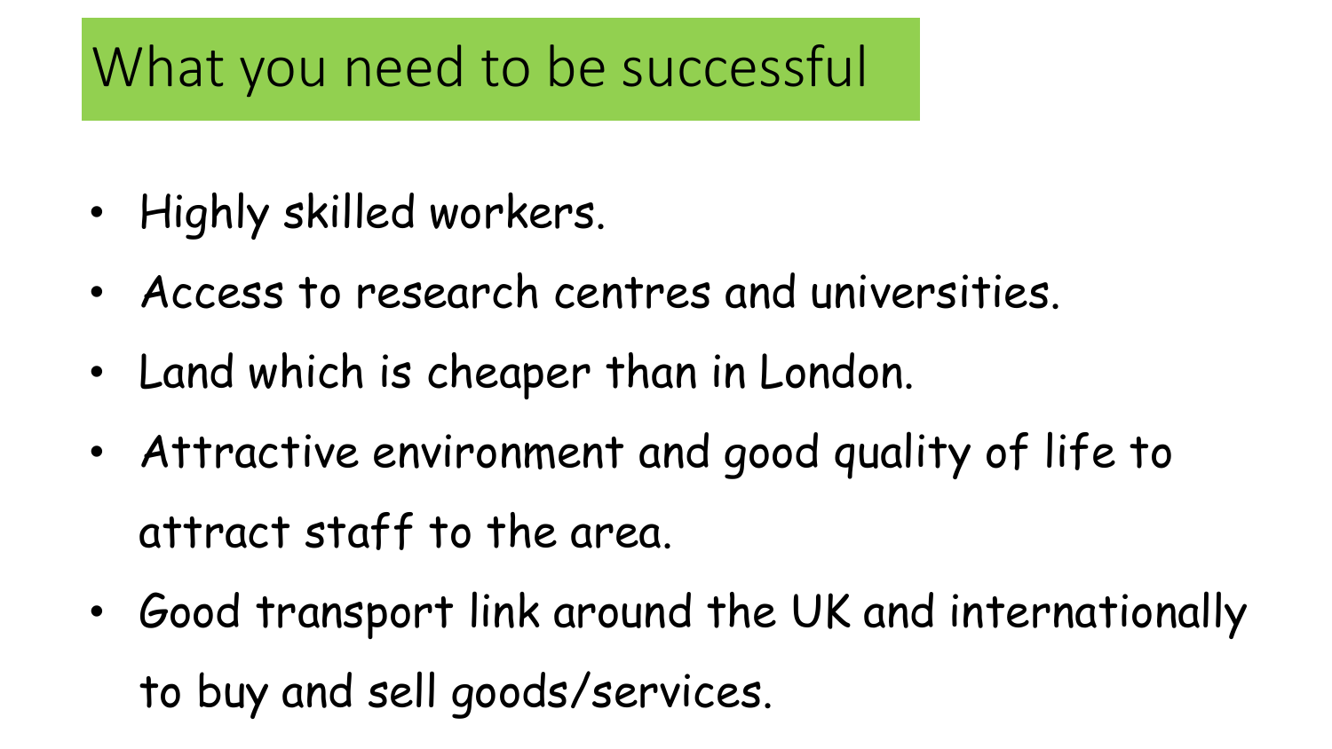# What you need to be successful

- Highly skilled workers.
- Access to research centres and universities.
- Land which is cheaper than in London.
- Attractive environment and good quality of life to attract staff to the area.
- Good transport link around the UK and internationally to buy and sell goods/services.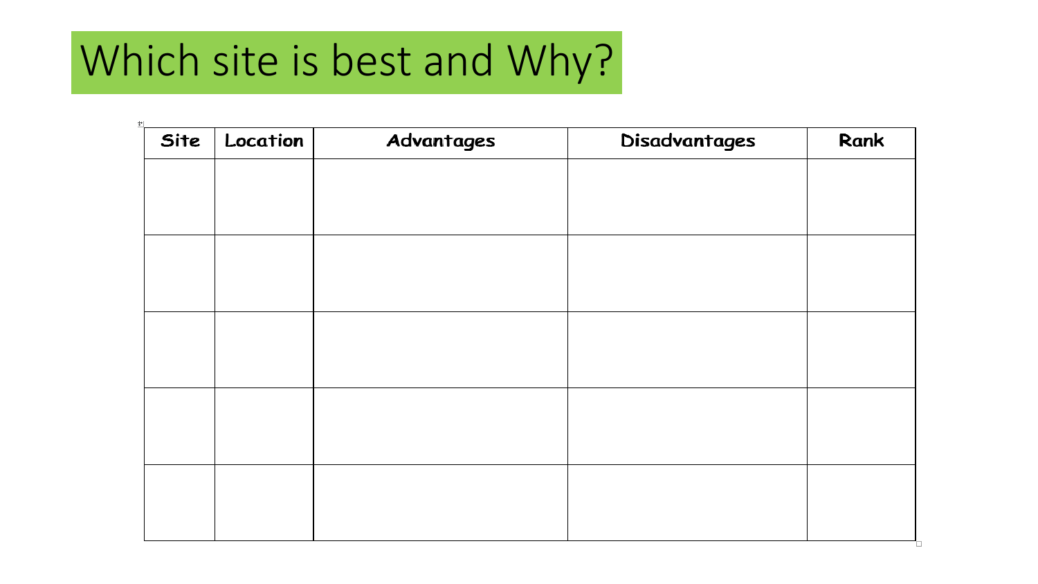# Which site is best and Why?

| Site | Location | Advantages | Disadvantages | Rank |
|---|---|---|---|---|
| | | | | |
| | | | | |
| | | | | |
| | | | | |
| | | | | |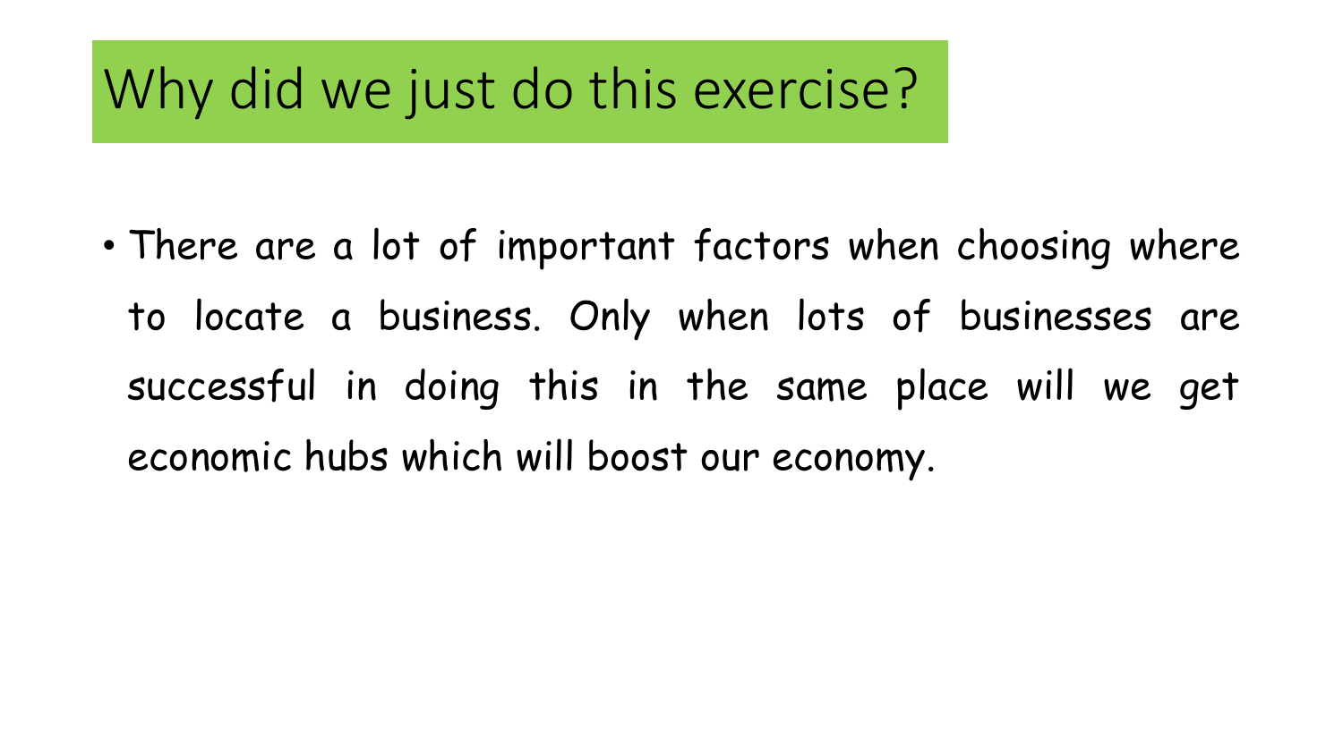# Why did we just do this exercise?

- There are a lot of important factors when choosing where to locate a business. Only when lots of businesses are successful in doing this in the same place will we get economic hubs which will boost our economy.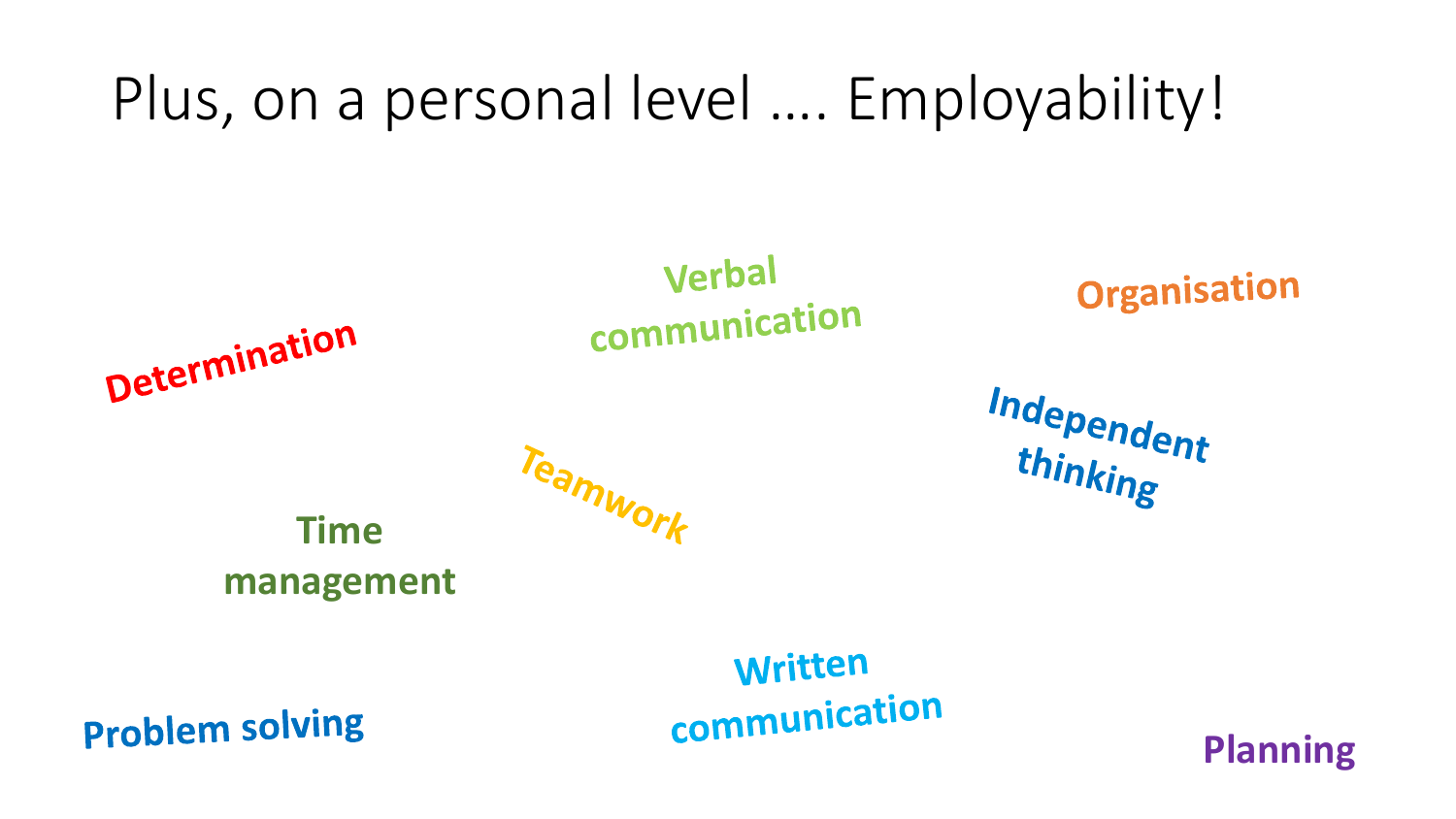# Plus, on a personal level …. Employability!

Verbal communication

Organisation

Determination

Independent thinking

Teamwork

Time management

Written communication

Problem solving

Planning